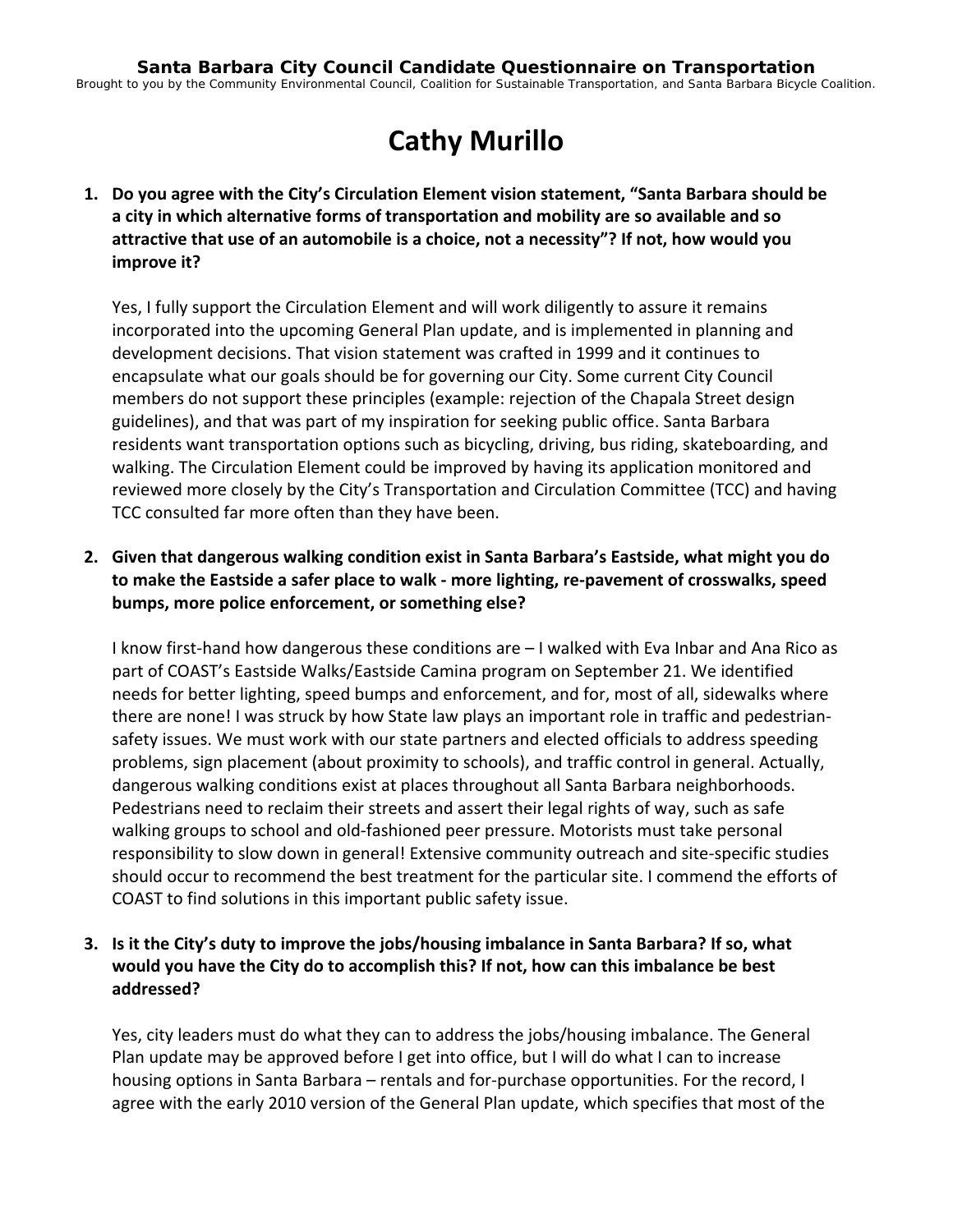**Santa Barbara City Council Candidate Questionnaire on Transportation**

Brought to you by the Community Environmental Council, Coalition for Sustainable Transportation, and Santa Barbara Bicycle Coalition.

# Cathy Murillo

1. **Do you agree with the City's Circulation Element vision statement, "Santa Barbara should be a city in which alternative forms of transportation and mobility are so available and so attractive that use of an automobile is a choice, not a necessity"? If not, how would you improve it?**

   Yes, I fully support the Circulation Element and will work diligently to assure it remains incorporated into the upcoming General Plan update, and is implemented in planning and development decisions. That vision statement was crafted in 1999 and it continues to encapsulate what our goals should be for governing our City. Some current City Council members do not support these principles (example: rejection of the Chapala Street design guidelines), and that was part of my inspiration for seeking public office. Santa Barbara residents want transportation options such as bicycling, driving, bus riding, skateboarding, and walking. The Circulation Element could be improved by having its application monitored and reviewed more closely by the City's Transportation and Circulation Committee (TCC) and having TCC consulted far more often than they have been.

2. **Given that dangerous walking condition exist in Santa Barbara's Eastside, what might you do to make the Eastside a safer place to walk - more lighting, re-pavement of crosswalks, speed bumps, more police enforcement, or something else?**

   I know first-hand how dangerous these conditions are – I walked with Eva Inbar and Ana Rico as part of COAST's Eastside Walks/Eastside Camina program on September 21. We identified needs for better lighting, speed bumps and enforcement, and for, most of all, sidewalks where there are none! I was struck by how State law plays an important role in traffic and pedestrian-safety issues. We must work with our state partners and elected officials to address speeding problems, sign placement (about proximity to schools), and traffic control in general. Actually, dangerous walking conditions exist at places throughout all Santa Barbara neighborhoods. Pedestrians need to reclaim their streets and assert their legal rights of way, such as safe walking groups to school and old-fashioned peer pressure. Motorists must take personal responsibility to slow down in general! Extensive community outreach and site-specific studies should occur to recommend the best treatment for the particular site. I commend the efforts of COAST to find solutions in this important public safety issue.

3. **Is it the City's duty to improve the jobs/housing imbalance in Santa Barbara? If so, what would you have the City do to accomplish this? If not, how can this imbalance be best addressed?**

   Yes, city leaders must do what they can to address the jobs/housing imbalance. The General Plan update may be approved before I get into office, but I will do what I can to increase housing options in Santa Barbara – rentals and for-purchase opportunities. For the record, I agree with the early 2010 version of the General Plan update, which specifies that most of the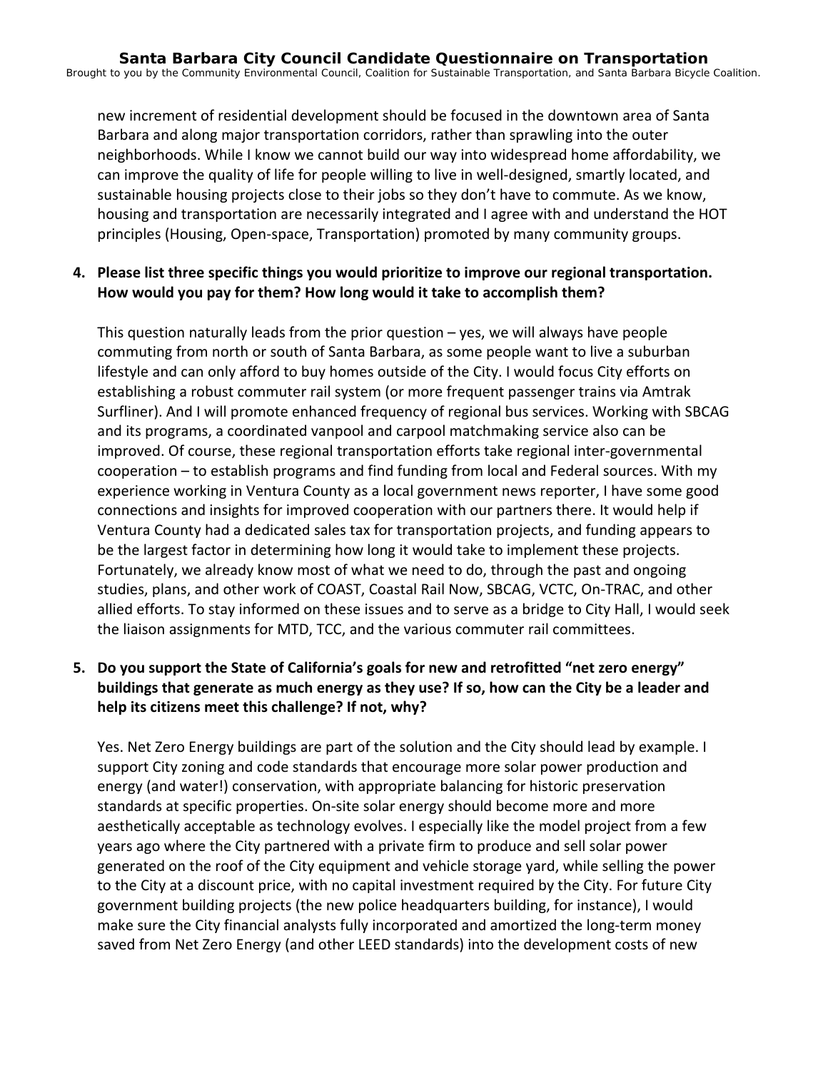new increment of residential development should be focused in the downtown area of Santa Barbara and along major transportation corridors, rather than sprawling into the outer neighborhoods. While I know we cannot build our way into widespread home affordability, we can improve the quality of life for people willing to live in well-designed, smartly located, and sustainable housing projects close to their jobs so they don't have to commute. As we know, housing and transportation are necessarily integrated and I agree with and understand the HOT principles (Housing, Open-space, Transportation) promoted by many community groups.

4. **Please list three specific things you would prioritize to improve our regional transportation. How would you pay for them? How long would it take to accomplish them?**

   This question naturally leads from the prior question – yes, we will always have people commuting from north or south of Santa Barbara, as some people want to live a suburban lifestyle and can only afford to buy homes outside of the City. I would focus City efforts on establishing a robust commuter rail system (or more frequent passenger trains via Amtrak Surfliner). And I will promote enhanced frequency of regional bus services. Working with SBCAG and its programs, a coordinated vanpool and carpool matchmaking service also can be improved. Of course, these regional transportation efforts take regional inter-governmental cooperation – to establish programs and find funding from local and Federal sources. With my experience working in Ventura County as a local government news reporter, I have some good connections and insights for improved cooperation with our partners there. It would help if Ventura County had a dedicated sales tax for transportation projects, and funding appears to be the largest factor in determining how long it would take to implement these projects. Fortunately, we already know most of what we need to do, through the past and ongoing studies, plans, and other work of COAST, Coastal Rail Now, SBCAG, VCTC, On-TRAC, and other allied efforts. To stay informed on these issues and to serve as a bridge to City Hall, I would seek the liaison assignments for MTD, TCC, and the various commuter rail committees.

5. **Do you support the State of California's goals for new and retrofitted "net zero energy" buildings that generate as much energy as they use? If so, how can the City be a leader and help its citizens meet this challenge? If not, why?**

   Yes. Net Zero Energy buildings are part of the solution and the City should lead by example. I support City zoning and code standards that encourage more solar power production and energy (and water!) conservation, with appropriate balancing for historic preservation standards at specific properties. On-site solar energy should become more and more aesthetically acceptable as technology evolves. I especially like the model project from a few years ago where the City partnered with a private firm to produce and sell solar power generated on the roof of the City equipment and vehicle storage yard, while selling the power to the City at a discount price, with no capital investment required by the City. For future City government building projects (the new police headquarters building, for instance), I would make sure the City financial analysts fully incorporated and amortized the long-term money saved from Net Zero Energy (and other LEED standards) into the development costs of new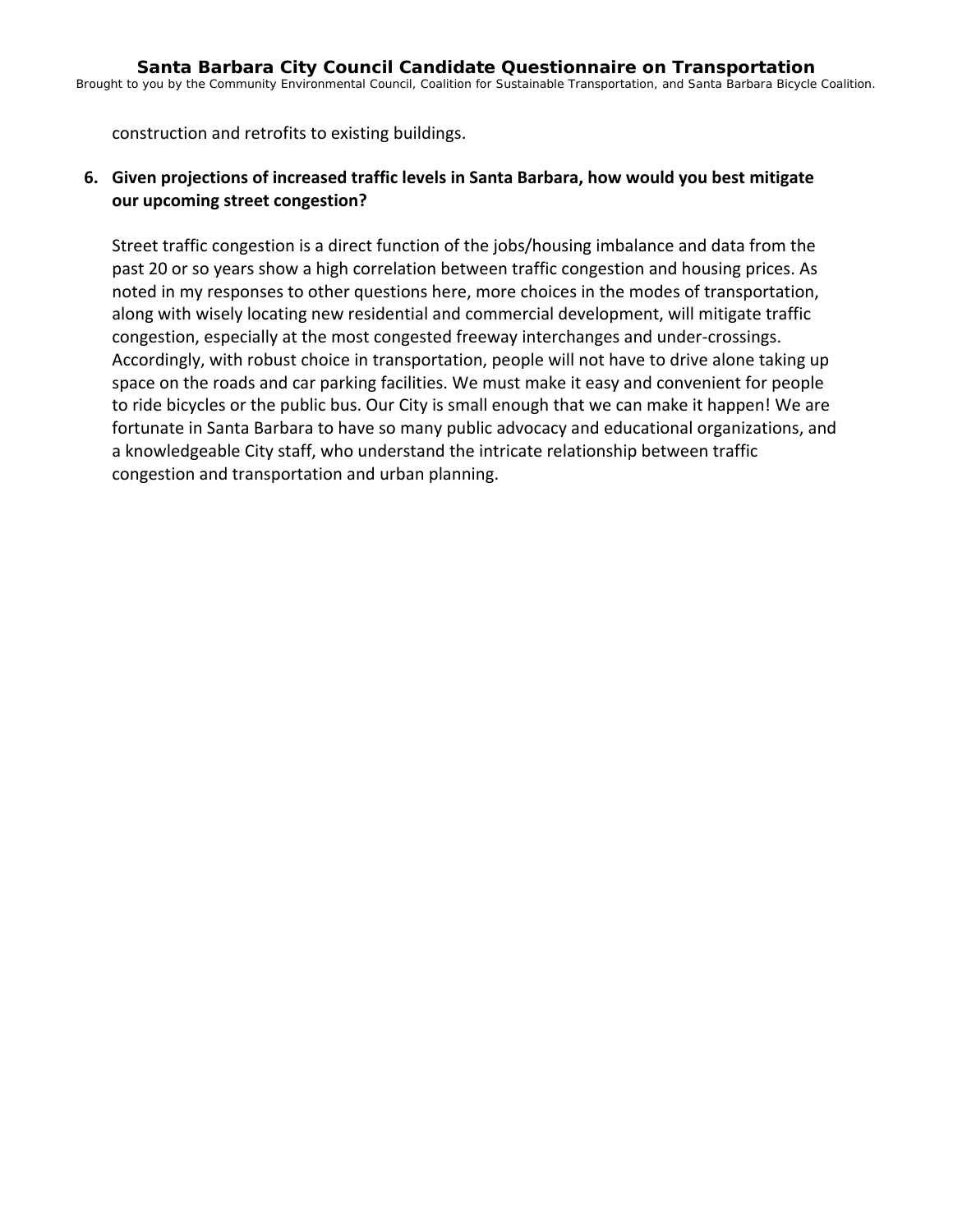construction and retrofits to existing buildings.

6. **Given projections of increased traffic levels in Santa Barbara, how would you best mitigate our upcoming street congestion?**

   Street traffic congestion is a direct function of the jobs/housing imbalance and data from the past 20 or so years show a high correlation between traffic congestion and housing prices. As noted in my responses to other questions here, more choices in the modes of transportation, along with wisely locating new residential and commercial development, will mitigate traffic congestion, especially at the most congested freeway interchanges and under-crossings. Accordingly, with robust choice in transportation, people will not have to drive alone taking up space on the roads and car parking facilities. We must make it easy and convenient for people to ride bicycles or the public bus. Our City is small enough that we can make it happen! We are fortunate in Santa Barbara to have so many public advocacy and educational organizations, and a knowledgeable City staff, who understand the intricate relationship between traffic congestion and transportation and urban planning.